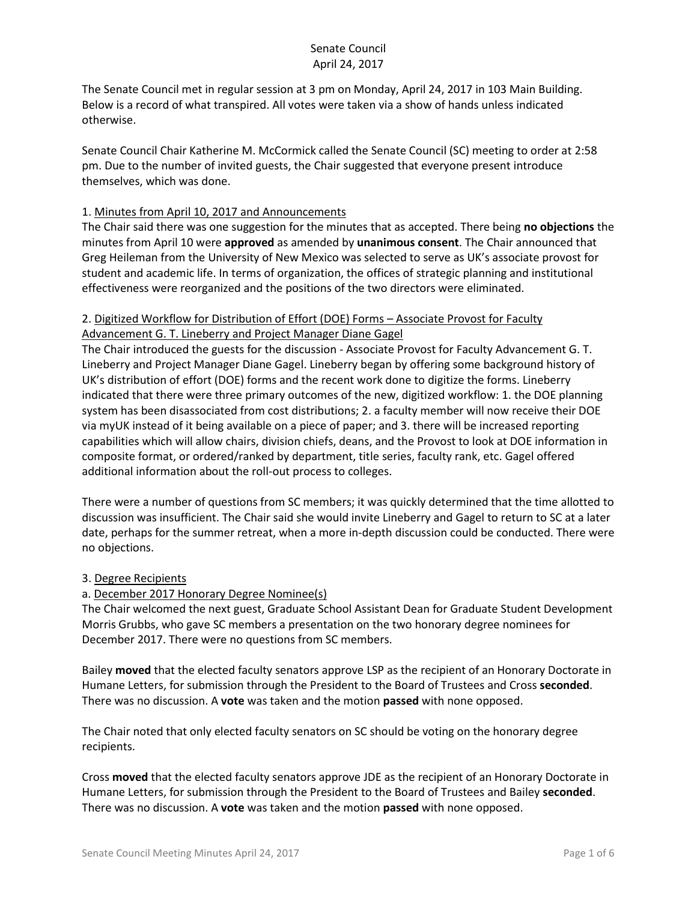# Senate Council
April 24, 2017

The Senate Council met in regular session at 3 pm on Monday, April 24, 2017 in 103 Main Building. Below is a record of what transpired. All votes were taken via a show of hands unless indicated otherwise.

Senate Council Chair Katherine M. McCormick called the Senate Council (SC) meeting to order at 2:58 pm. Due to the number of invited guests, the Chair suggested that everyone present introduce themselves, which was done.

## 1. Minutes from April 10, 2017 and Announcements

The Chair said there was one suggestion for the minutes that as accepted. There being **no objections** the minutes from April 10 were **approved** as amended by **unanimous consent**. The Chair announced that Greg Heileman from the University of New Mexico was selected to serve as UK's associate provost for student and academic life. In terms of organization, the offices of strategic planning and institutional effectiveness were reorganized and the positions of the two directors were eliminated.

## 2. Digitized Workflow for Distribution of Effort (DOE) Forms – Associate Provost for Faculty Advancement G. T. Lineberry and Project Manager Diane Gagel

The Chair introduced the guests for the discussion - Associate Provost for Faculty Advancement G. T. Lineberry and Project Manager Diane Gagel. Lineberry began by offering some background history of UK's distribution of effort (DOE) forms and the recent work done to digitize the forms. Lineberry indicated that there were three primary outcomes of the new, digitized workflow: 1. the DOE planning system has been disassociated from cost distributions; 2. a faculty member will now receive their DOE via myUK instead of it being available on a piece of paper; and 3. there will be increased reporting capabilities which will allow chairs, division chiefs, deans, and the Provost to look at DOE information in composite format, or ordered/ranked by department, title series, faculty rank, etc. Gagel offered additional information about the roll-out process to colleges.

There were a number of questions from SC members; it was quickly determined that the time allotted to discussion was insufficient. The Chair said she would invite Lineberry and Gagel to return to SC at a later date, perhaps for the summer retreat, when a more in-depth discussion could be conducted. There were no objections.

## 3. Degree Recipients

### a. December 2017 Honorary Degree Nominee(s)

The Chair welcomed the next guest, Graduate School Assistant Dean for Graduate Student Development Morris Grubbs, who gave SC members a presentation on the two honorary degree nominees for December 2017. There were no questions from SC members.

Bailey **moved** that the elected faculty senators approve LSP as the recipient of an Honorary Doctorate in Humane Letters, for submission through the President to the Board of Trustees and Cross **seconded**. There was no discussion. A **vote** was taken and the motion **passed** with none opposed.

The Chair noted that only elected faculty senators on SC should be voting on the honorary degree recipients.

Cross **moved** that the elected faculty senators approve JDE as the recipient of an Honorary Doctorate in Humane Letters, for submission through the President to the Board of Trustees and Bailey **seconded**. There was no discussion. A **vote** was taken and the motion **passed** with none opposed.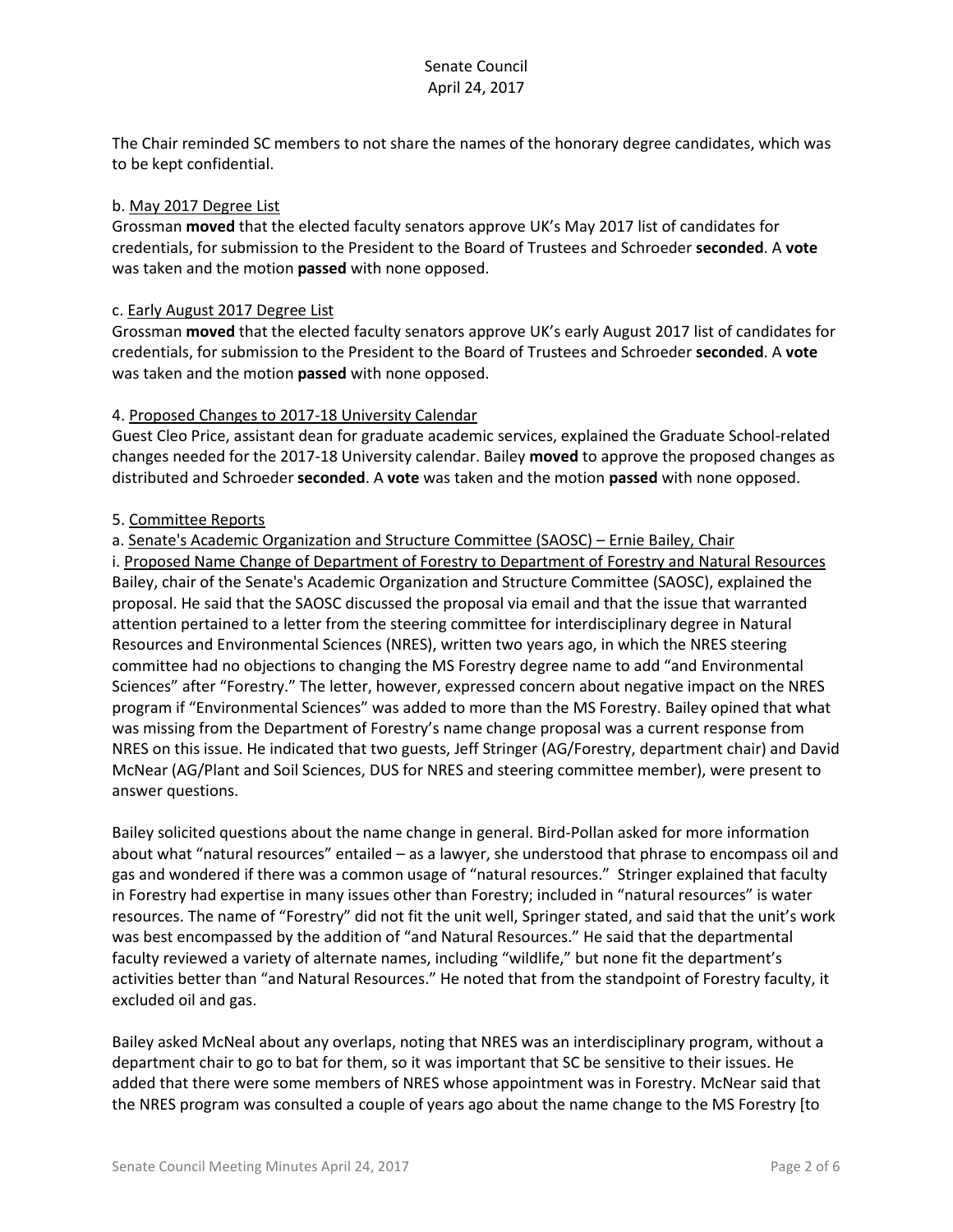The Chair reminded SC members to not share the names of the honorary degree candidates, which was to be kept confidential.

b. <u>May 2017 Degree List</u>
Grossman **moved** that the elected faculty senators approve UK's May 2017 list of candidates for credentials, for submission to the President to the Board of Trustees and Schroeder **seconded**. A **vote** was taken and the motion **passed** with none opposed.

c. <u>Early August 2017 Degree List</u>
Grossman **moved** that the elected faculty senators approve UK's early August 2017 list of candidates for credentials, for submission to the President to the Board of Trustees and Schroeder **seconded**. A **vote** was taken and the motion **passed** with none opposed.

4. <u>Proposed Changes to 2017-18 University Calendar</u>
Guest Cleo Price, assistant dean for graduate academic services, explained the Graduate School-related changes needed for the 2017-18 University calendar. Bailey **moved** to approve the proposed changes as distributed and Schroeder **seconded**. A **vote** was taken and the motion **passed** with none opposed.

5. <u>Committee Reports</u>
a. <u>Senate's Academic Organization and Structure Committee (SAOSC) – Ernie Bailey, Chair</u>
i. <u>Proposed Name Change of Department of Forestry to Department of Forestry and Natural Resources</u>
Bailey, chair of the Senate's Academic Organization and Structure Committee (SAOSC), explained the proposal. He said that the SAOSC discussed the proposal via email and that the issue that warranted attention pertained to a letter from the steering committee for interdisciplinary degree in Natural Resources and Environmental Sciences (NRES), written two years ago, in which the NRES steering committee had no objections to changing the MS Forestry degree name to add "and Environmental Sciences" after "Forestry." The letter, however, expressed concern about negative impact on the NRES program if "Environmental Sciences" was added to more than the MS Forestry. Bailey opined that what was missing from the Department of Forestry's name change proposal was a current response from NRES on this issue. He indicated that two guests, Jeff Stringer (AG/Forestry, department chair) and David McNear (AG/Plant and Soil Sciences, DUS for NRES and steering committee member), were present to answer questions.

Bailey solicited questions about the name change in general. Bird-Pollan asked for more information about what "natural resources" entailed – as a lawyer, she understood that phrase to encompass oil and gas and wondered if there was a common usage of "natural resources." Stringer explained that faculty in Forestry had expertise in many issues other than Forestry; included in "natural resources" is water resources. The name of "Forestry" did not fit the unit well, Springer stated, and said that the unit's work was best encompassed by the addition of "and Natural Resources." He said that the departmental faculty reviewed a variety of alternate names, including "wildlife," but none fit the department's activities better than "and Natural Resources." He noted that from the standpoint of Forestry faculty, it excluded oil and gas.

Bailey asked McNeal about any overlaps, noting that NRES was an interdisciplinary program, without a department chair to go to bat for them, so it was important that SC be sensitive to their issues. He added that there were some members of NRES whose appointment was in Forestry. McNear said that the NRES program was consulted a couple of years ago about the name change to the MS Forestry [to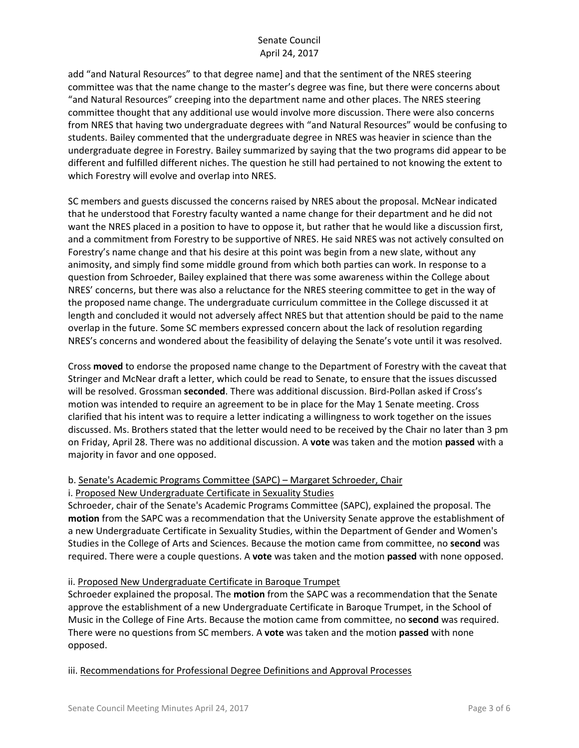add "and Natural Resources" to that degree name] and that the sentiment of the NRES steering committee was that the name change to the master's degree was fine, but there were concerns about "and Natural Resources" creeping into the department name and other places. The NRES steering committee thought that any additional use would involve more discussion. There were also concerns from NRES that having two undergraduate degrees with "and Natural Resources" would be confusing to students. Bailey commented that the undergraduate degree in NRES was heavier in science than the undergraduate degree in Forestry. Bailey summarized by saying that the two programs did appear to be different and fulfilled different niches. The question he still had pertained to not knowing the extent to which Forestry will evolve and overlap into NRES.

SC members and guests discussed the concerns raised by NRES about the proposal. McNear indicated that he understood that Forestry faculty wanted a name change for their department and he did not want the NRES placed in a position to have to oppose it, but rather that he would like a discussion first, and a commitment from Forestry to be supportive of NRES. He said NRES was not actively consulted on Forestry's name change and that his desire at this point was begin from a new slate, without any animosity, and simply find some middle ground from which both parties can work. In response to a question from Schroeder, Bailey explained that there was some awareness within the College about NRES' concerns, but there was also a reluctance for the NRES steering committee to get in the way of the proposed name change. The undergraduate curriculum committee in the College discussed it at length and concluded it would not adversely affect NRES but that attention should be paid to the name overlap in the future. Some SC members expressed concern about the lack of resolution regarding NRES's concerns and wondered about the feasibility of delaying the Senate's vote until it was resolved.

Cross **moved** to endorse the proposed name change to the Department of Forestry with the caveat that Stringer and McNear draft a letter, which could be read to Senate, to ensure that the issues discussed will be resolved. Grossman **seconded**. There was additional discussion. Bird-Pollan asked if Cross's motion was intended to require an agreement to be in place for the May 1 Senate meeting. Cross clarified that his intent was to require a letter indicating a willingness to work together on the issues discussed. Ms. Brothers stated that the letter would need to be received by the Chair no later than 3 pm on Friday, April 28. There was no additional discussion. A **vote** was taken and the motion **passed** with a majority in favor and one opposed.

b. Senate's Academic Programs Committee (SAPC) – Margaret Schroeder, Chair

i. Proposed New Undergraduate Certificate in Sexuality Studies

Schroeder, chair of the Senate's Academic Programs Committee (SAPC), explained the proposal. The **motion** from the SAPC was a recommendation that the University Senate approve the establishment of a new Undergraduate Certificate in Sexuality Studies, within the Department of Gender and Women's Studies in the College of Arts and Sciences. Because the motion came from committee, no **second** was required. There were a couple questions. A **vote** was taken and the motion **passed** with none opposed.

ii. Proposed New Undergraduate Certificate in Baroque Trumpet

Schroeder explained the proposal. The **motion** from the SAPC was a recommendation that the Senate approve the establishment of a new Undergraduate Certificate in Baroque Trumpet, in the School of Music in the College of Fine Arts. Because the motion came from committee, no **second** was required. There were no questions from SC members. A **vote** was taken and the motion **passed** with none opposed.

iii. Recommendations for Professional Degree Definitions and Approval Processes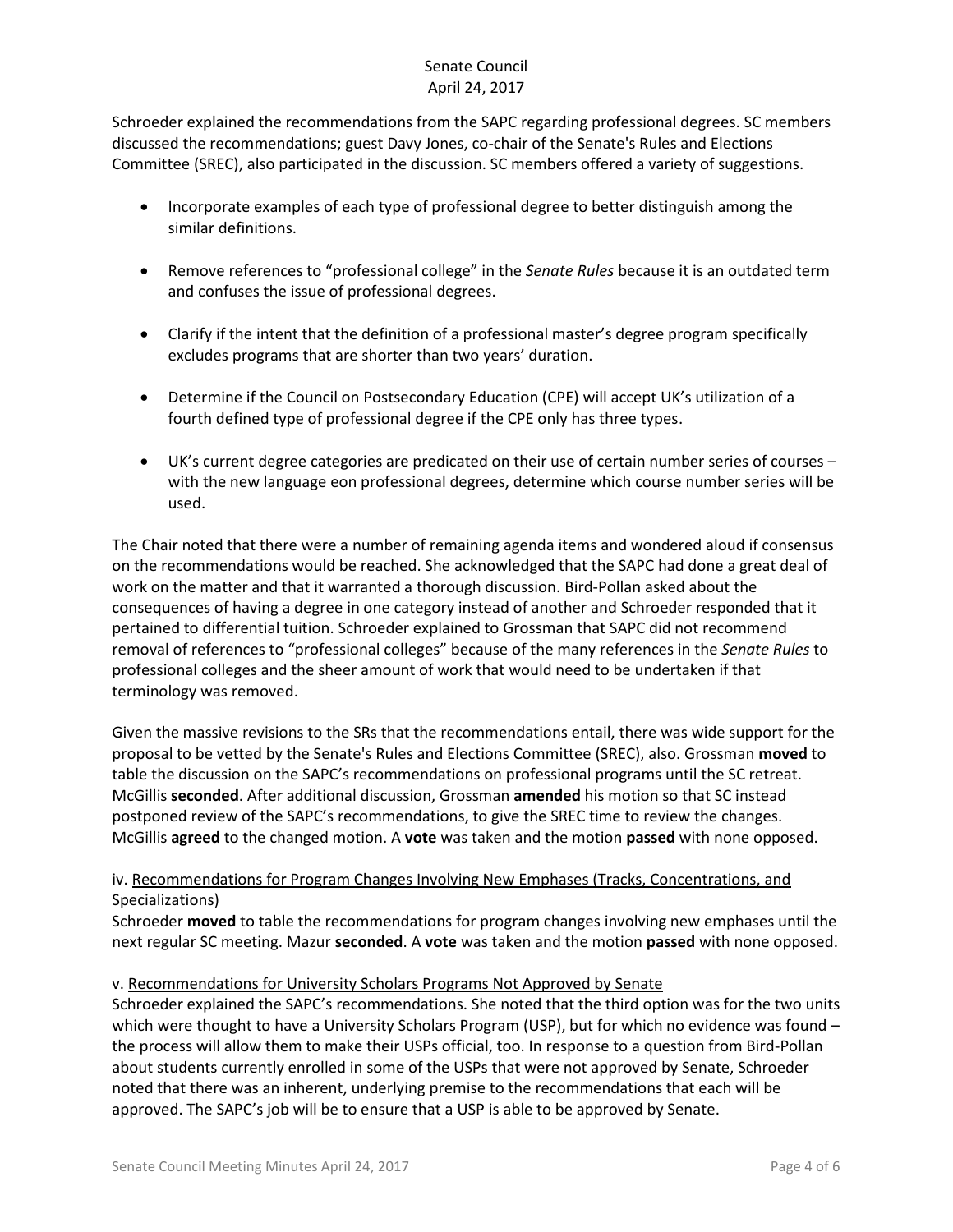Schroeder explained the recommendations from the SAPC regarding professional degrees. SC members discussed the recommendations; guest Davy Jones, co-chair of the Senate's Rules and Elections Committee (SREC), also participated in the discussion. SC members offered a variety of suggestions.

- Incorporate examples of each type of professional degree to better distinguish among the similar definitions.
- Remove references to "professional college" in the *Senate Rules* because it is an outdated term and confuses the issue of professional degrees.
- Clarify if the intent that the definition of a professional master's degree program specifically excludes programs that are shorter than two years' duration.
- Determine if the Council on Postsecondary Education (CPE) will accept UK's utilization of a fourth defined type of professional degree if the CPE only has three types.
- UK's current degree categories are predicated on their use of certain number series of courses – with the new language eon professional degrees, determine which course number series will be used.

The Chair noted that there were a number of remaining agenda items and wondered aloud if consensus on the recommendations would be reached. She acknowledged that the SAPC had done a great deal of work on the matter and that it warranted a thorough discussion. Bird-Pollan asked about the consequences of having a degree in one category instead of another and Schroeder responded that it pertained to differential tuition. Schroeder explained to Grossman that SAPC did not recommend removal of references to "professional colleges" because of the many references in the *Senate Rules* to professional colleges and the sheer amount of work that would need to be undertaken if that terminology was removed.

Given the massive revisions to the SRs that the recommendations entail, there was wide support for the proposal to be vetted by the Senate's Rules and Elections Committee (SREC), also. Grossman **moved** to table the discussion on the SAPC's recommendations on professional programs until the SC retreat. McGillis **seconded**. After additional discussion, Grossman **amended** his motion so that SC instead postponed review of the SAPC's recommendations, to give the SREC time to review the changes. McGillis **agreed** to the changed motion. A **vote** was taken and the motion **passed** with none opposed.

iv. Recommendations for Program Changes Involving New Emphases (Tracks, Concentrations, and Specializations)

Schroeder **moved** to table the recommendations for program changes involving new emphases until the next regular SC meeting. Mazur **seconded**. A **vote** was taken and the motion **passed** with none opposed.

v. Recommendations for University Scholars Programs Not Approved by Senate

Schroeder explained the SAPC's recommendations. She noted that the third option was for the two units which were thought to have a University Scholars Program (USP), but for which no evidence was found – the process will allow them to make their USPs official, too. In response to a question from Bird-Pollan about students currently enrolled in some of the USPs that were not approved by Senate, Schroeder noted that there was an inherent, underlying premise to the recommendations that each will be approved. The SAPC's job will be to ensure that a USP is able to be approved by Senate.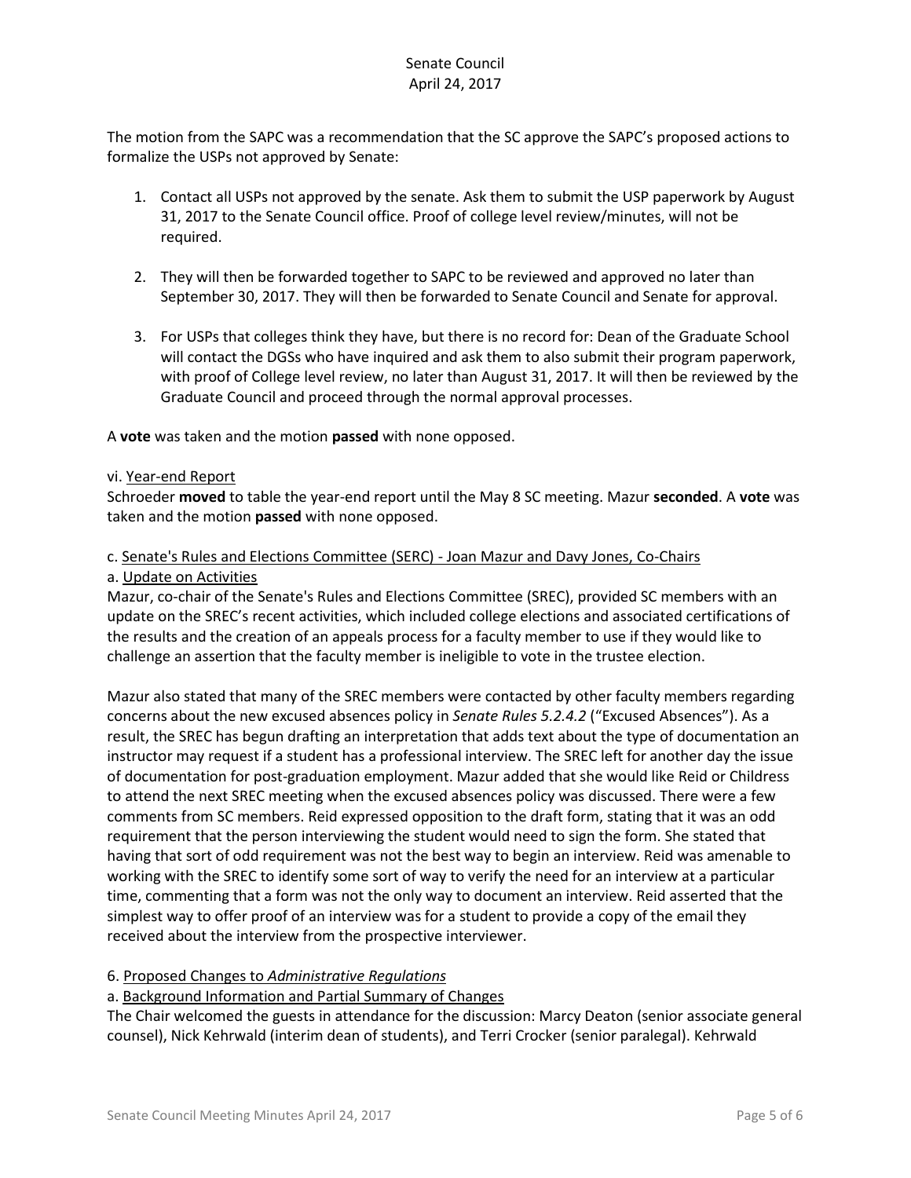The motion from the SAPC was a recommendation that the SC approve the SAPC's proposed actions to formalize the USPs not approved by Senate:

1. Contact all USPs not approved by the senate. Ask them to submit the USP paperwork by August 31, 2017 to the Senate Council office. Proof of college level review/minutes, will not be required.

2. They will then be forwarded together to SAPC to be reviewed and approved no later than September 30, 2017. They will then be forwarded to Senate Council and Senate for approval.

3. For USPs that colleges think they have, but there is no record for: Dean of the Graduate School will contact the DGSs who have inquired and ask them to also submit their program paperwork, with proof of College level review, no later than August 31, 2017. It will then be reviewed by the Graduate Council and proceed through the normal approval processes.

A **vote** was taken and the motion **passed** with none opposed.

vi. Year-end Report

Schroeder **moved** to table the year-end report until the May 8 SC meeting. Mazur **seconded**. A **vote** was taken and the motion **passed** with none opposed.

c. Senate's Rules and Elections Committee (SERC) - Joan Mazur and Davy Jones, Co-Chairs

a. Update on Activities

Mazur, co-chair of the Senate's Rules and Elections Committee (SREC), provided SC members with an update on the SREC's recent activities, which included college elections and associated certifications of the results and the creation of an appeals process for a faculty member to use if they would like to challenge an assertion that the faculty member is ineligible to vote in the trustee election.

Mazur also stated that many of the SREC members were contacted by other faculty members regarding concerns about the new excused absences policy in *Senate Rules 5.2.4.2* ("Excused Absences"). As a result, the SREC has begun drafting an interpretation that adds text about the type of documentation an instructor may request if a student has a professional interview. The SREC left for another day the issue of documentation for post-graduation employment. Mazur added that she would like Reid or Childress to attend the next SREC meeting when the excused absences policy was discussed. There were a few comments from SC members. Reid expressed opposition to the draft form, stating that it was an odd requirement that the person interviewing the student would need to sign the form. She stated that having that sort of odd requirement was not the best way to begin an interview. Reid was amenable to working with the SREC to identify some sort of way to verify the need for an interview at a particular time, commenting that a form was not the only way to document an interview. Reid asserted that the simplest way to offer proof of an interview was for a student to provide a copy of the email they received about the interview from the prospective interviewer.

6. Proposed Changes to *Administrative Regulations*

a. Background Information and Partial Summary of Changes

The Chair welcomed the guests in attendance for the discussion: Marcy Deaton (senior associate general counsel), Nick Kehrwald (interim dean of students), and Terri Crocker (senior paralegal). Kehrwald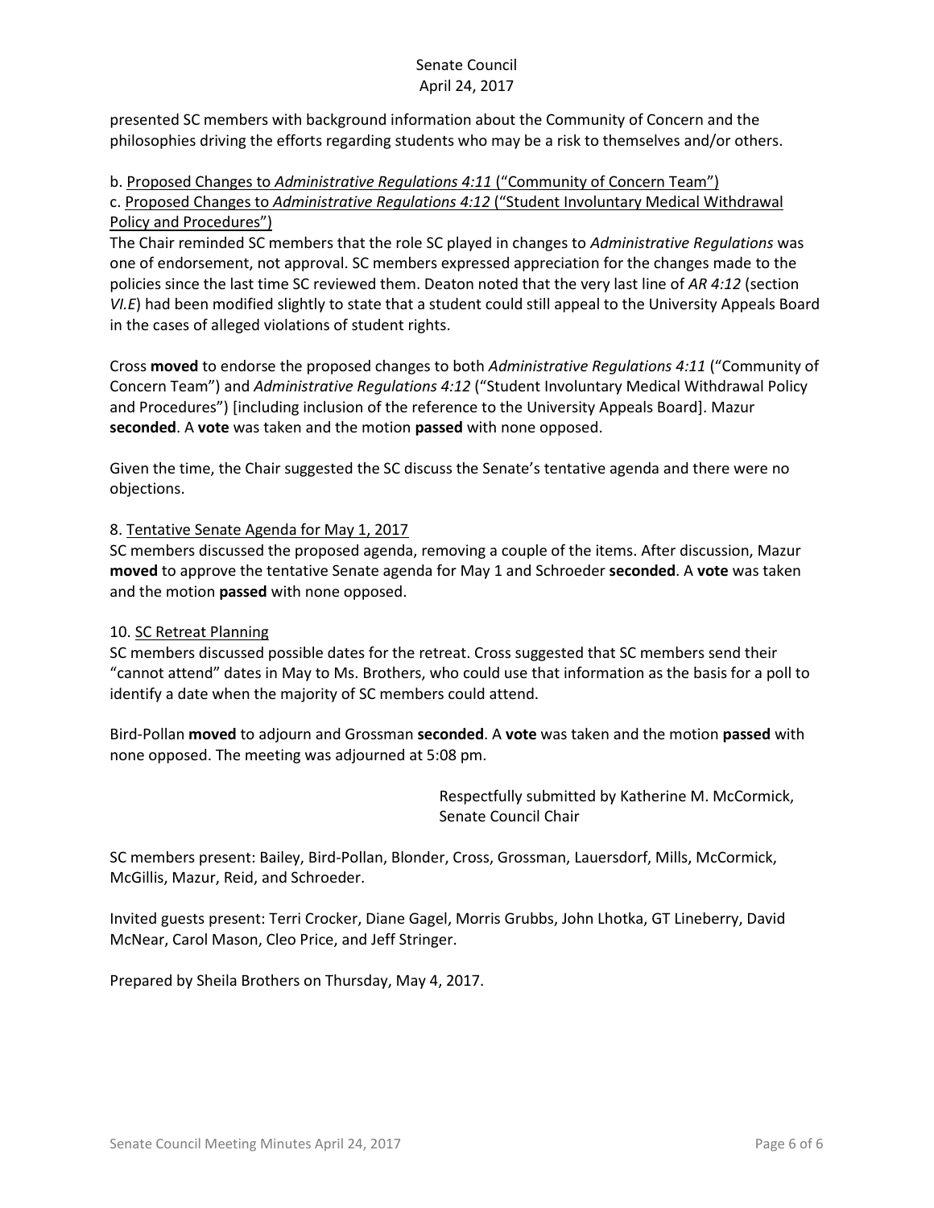presented SC members with background information about the Community of Concern and the philosophies driving the efforts regarding students who may be a risk to themselves and/or others.

b. Proposed Changes to *Administrative Regulations 4:11* ("Community of Concern Team")
c. Proposed Changes to *Administrative Regulations 4:12* ("Student Involuntary Medical Withdrawal Policy and Procedures")

The Chair reminded SC members that the role SC played in changes to *Administrative Regulations* was one of endorsement, not approval. SC members expressed appreciation for the changes made to the policies since the last time SC reviewed them. Deaton noted that the very last line of *AR 4:12* (section *VI.E*) had been modified slightly to state that a student could still appeal to the University Appeals Board in the cases of alleged violations of student rights.

Cross **moved** to endorse the proposed changes to both *Administrative Regulations 4:11* ("Community of Concern Team") and *Administrative Regulations 4:12* ("Student Involuntary Medical Withdrawal Policy and Procedures") [including inclusion of the reference to the University Appeals Board]. Mazur **seconded**. A **vote** was taken and the motion **passed** with none opposed.

Given the time, the Chair suggested the SC discuss the Senate's tentative agenda and there were no objections.

8. Tentative Senate Agenda for May 1, 2017

SC members discussed the proposed agenda, removing a couple of the items. After discussion, Mazur **moved** to approve the tentative Senate agenda for May 1 and Schroeder **seconded**. A **vote** was taken and the motion **passed** with none opposed.

10. SC Retreat Planning

SC members discussed possible dates for the retreat. Cross suggested that SC members send their "cannot attend" dates in May to Ms. Brothers, who could use that information as the basis for a poll to identify a date when the majority of SC members could attend.

Bird-Pollan **moved** to adjourn and Grossman **seconded**. A **vote** was taken and the motion **passed** with none opposed. The meeting was adjourned at 5:08 pm.

Respectfully submitted by Katherine M. McCormick,
Senate Council Chair

SC members present: Bailey, Bird-Pollan, Blonder, Cross, Grossman, Lauersdorf, Mills, McCormick, McGillis, Mazur, Reid, and Schroeder.

Invited guests present: Terri Crocker, Diane Gagel, Morris Grubbs, John Lhotka, GT Lineberry, David McNear, Carol Mason, Cleo Price, and Jeff Stringer.

Prepared by Sheila Brothers on Thursday, May 4, 2017.